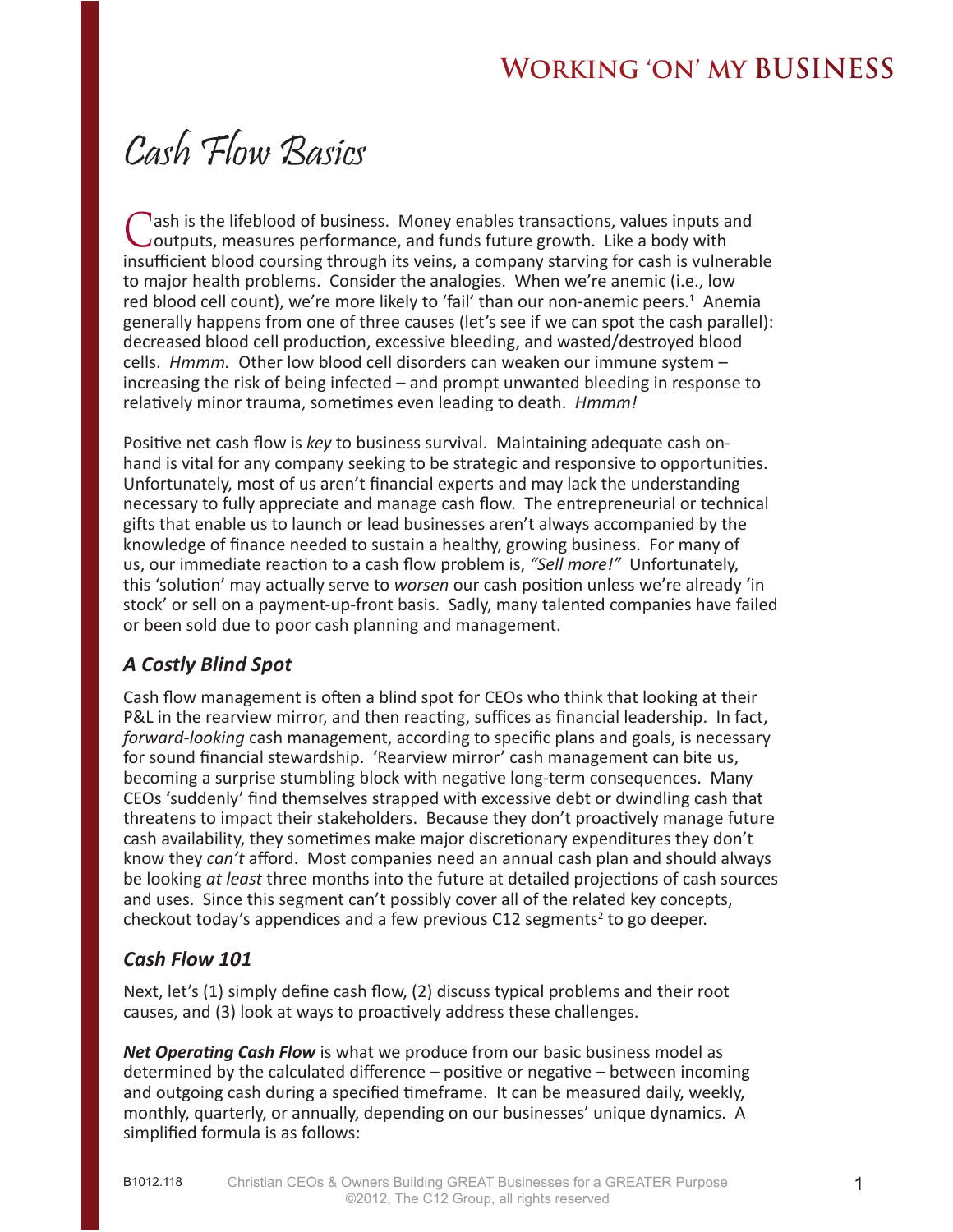# Cash Flow Basics

Cash is the lifeblood of business. Money enables transactions, values inputs and outputs, measures performance, and funds future growth. Like a body with insufficient blood coursing through its veins, a company starving for cash is vulnerable to major health problems. Consider the analogies. When we're anemic (i.e., low red blood cell count), we're more likely to 'fail' than our non-anemic peers.[1] Anemia generally happens from one of three causes (let's see if we can spot the cash parallel): decreased blood cell production, excessive bleeding, and wasted/destroyed blood cells. *Hmmm.* Other low blood cell disorders can weaken our immune system – increasing the risk of being infected – and prompt unwanted bleeding in response to relatively minor trauma, sometimes even leading to death. *Hmmm!*

Positive net cash flow is *key* to business survival. Maintaining adequate cash on-hand is vital for any company seeking to be strategic and responsive to opportunities. Unfortunately, most of us aren't financial experts and may lack the understanding necessary to fully appreciate and manage cash flow. The entrepreneurial or technical gifts that enable us to launch or lead businesses aren't always accompanied by the knowledge of finance needed to sustain a healthy, growing business. For many of us, our immediate reaction to a cash flow problem is, *"Sell more!"* Unfortunately, this 'solution' may actually serve to *worsen* our cash position unless we're already 'in stock' or sell on a payment-up-front basis. Sadly, many talented companies have failed or been sold due to poor cash planning and management.

### *A Costly Blind Spot*

Cash flow management is often a blind spot for CEOs who think that looking at their P&L in the rearview mirror, and then reacting, suffices as financial leadership. In fact, *forward-looking* cash management, according to specific plans and goals, is necessary for sound financial stewardship. 'Rearview mirror' cash management can bite us, becoming a surprise stumbling block with negative long-term consequences. Many CEOs 'suddenly' find themselves strapped with excessive debt or dwindling cash that threatens to impact their stakeholders. Because they don't proactively manage future cash availability, they sometimes make major discretionary expenditures they don't know they *can't* afford. Most companies need an annual cash plan and should always be looking *at least* three months into the future at detailed projections of cash sources and uses. Since this segment can't possibly cover all of the related key concepts, checkout today's appendices and a few previous C12 segments[2] to go deeper.

### *Cash Flow 101*

Next, let's (1) simply define cash flow, (2) discuss typical problems and their root causes, and (3) look at ways to proactively address these challenges.

***Net Operating Cash Flow*** is what we produce from our basic business model as determined by the calculated difference – positive or negative – between incoming and outgoing cash during a specified timeframe. It can be measured daily, weekly, monthly, quarterly, or annually, depending on our businesses' unique dynamics. A simplified formula is as follows: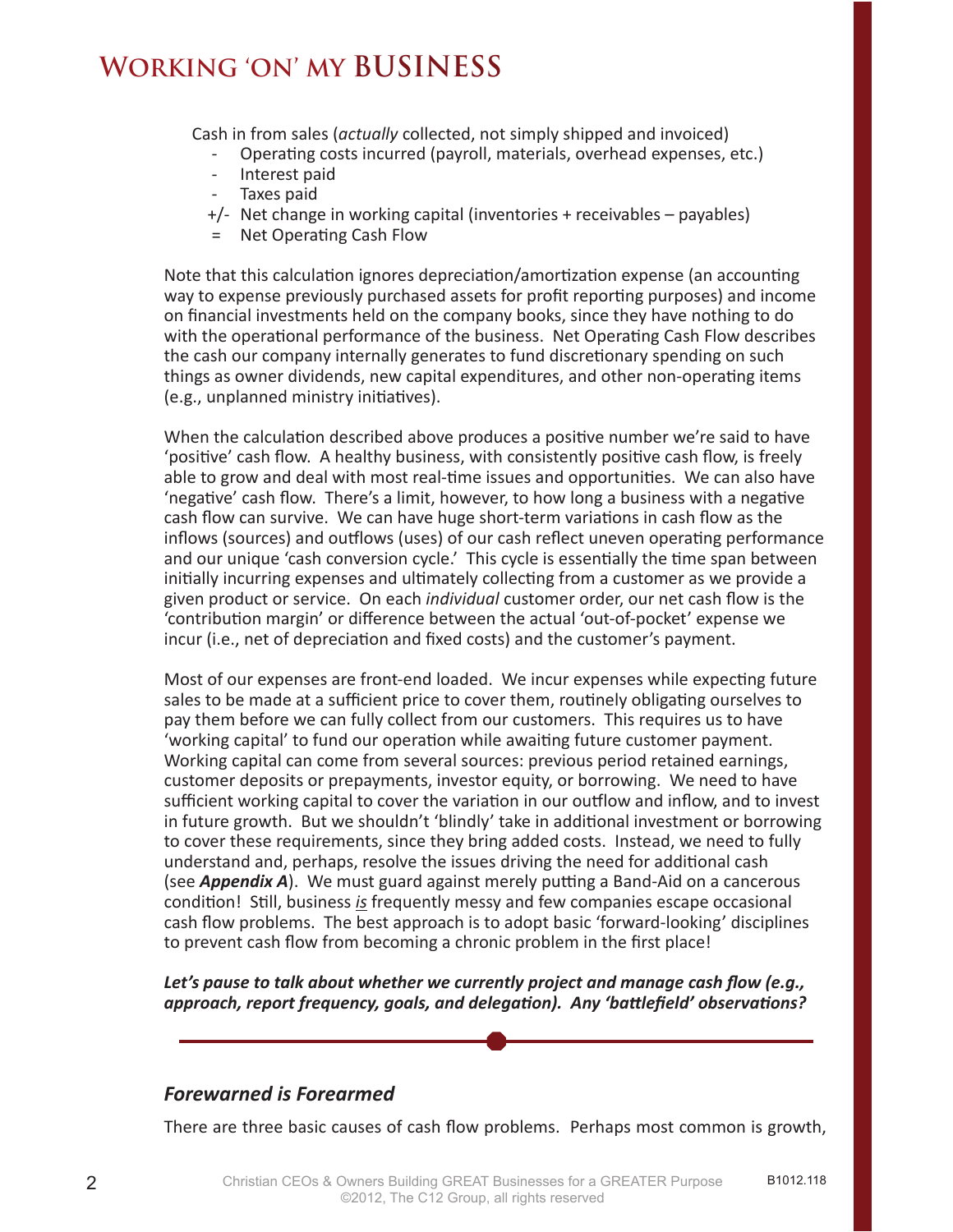Cash in from sales (*actually* collected, not simply shipped and invoiced)

- Operating costs incurred (payroll, materials, overhead expenses, etc.)
- Interest paid
- Taxes paid

+/- Net change in working capital (inventories + receivables – payables)

= Net Operating Cash Flow

Note that this calculation ignores depreciation/amortization expense (an accounting way to expense previously purchased assets for profit reporting purposes) and income on financial investments held on the company books, since they have nothing to do with the operational performance of the business. Net Operating Cash Flow describes the cash our company internally generates to fund discretionary spending on such things as owner dividends, new capital expenditures, and other non-operating items (e.g., unplanned ministry initiatives).

When the calculation described above produces a positive number we're said to have 'positive' cash flow. A healthy business, with consistently positive cash flow, is freely able to grow and deal with most real-time issues and opportunities. We can also have 'negative' cash flow. There's a limit, however, to how long a business with a negative cash flow can survive. We can have huge short-term variations in cash flow as the inflows (sources) and outflows (uses) of our cash reflect uneven operating performance and our unique 'cash conversion cycle.' This cycle is essentially the time span between initially incurring expenses and ultimately collecting from a customer as we provide a given product or service. On each *individual* customer order, our net cash flow is the 'contribution margin' or difference between the actual 'out-of-pocket' expense we incur (i.e., net of depreciation and fixed costs) and the customer's payment.

Most of our expenses are front-end loaded. We incur expenses while expecting future sales to be made at a sufficient price to cover them, routinely obligating ourselves to pay them before we can fully collect from our customers. This requires us to have 'working capital' to fund our operation while awaiting future customer payment. Working capital can come from several sources: previous period retained earnings, customer deposits or prepayments, investor equity, or borrowing. We need to have sufficient working capital to cover the variation in our outflow and inflow, and to invest in future growth. But we shouldn't 'blindly' take in additional investment or borrowing to cover these requirements, since they bring added costs. Instead, we need to fully understand and, perhaps, resolve the issues driving the need for additional cash (see ***Appendix A***). We must guard against merely putting a Band-Aid on a cancerous condition! Still, business ***is*** frequently messy and few companies escape occasional cash flow problems. The best approach is to adopt basic 'forward-looking' disciplines to prevent cash flow from becoming a chronic problem in the first place!

***Let's pause to talk about whether we currently project and manage cash flow (e.g., approach, report frequency, goals, and delegation). Any 'battlefield' observations?***

---

## *Forewarned is Forearmed*

There are three basic causes of cash flow problems. Perhaps most common is growth,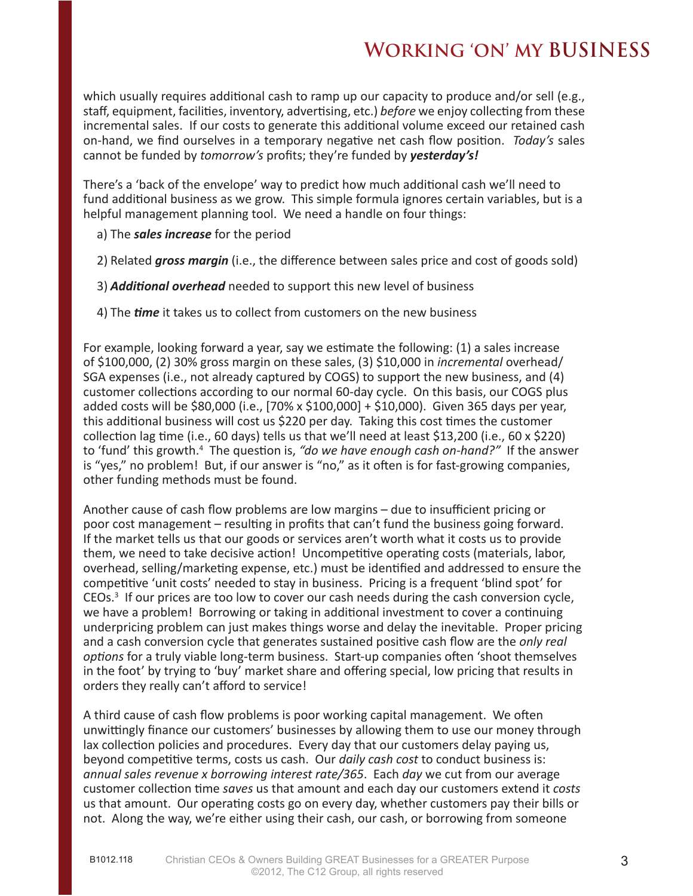which usually requires additional cash to ramp up our capacity to produce and/or sell (e.g., staff, equipment, facilities, inventory, advertising, etc.) *before* we enjoy collecting from these incremental sales. If our costs to generate this additional volume exceed our retained cash on-hand, we find ourselves in a temporary negative net cash flow position. *Today's* sales cannot be funded by *tomorrow's* profits; they're funded by ***yesterday's!***

There's a 'back of the envelope' way to predict how much additional cash we'll need to fund additional business as we grow. This simple formula ignores certain variables, but is a helpful management planning tool. We need a handle on four things:

a) The ***sales increase*** for the period

2) Related ***gross margin*** (i.e., the difference between sales price and cost of goods sold)

3) ***Additional overhead*** needed to support this new level of business

4) The ***time*** it takes us to collect from customers on the new business

For example, looking forward a year, say we estimate the following: (1) a sales increase of $100,000, (2) 30% gross margin on these sales, (3) $10,000 in *incremental* overhead/ SGA expenses (i.e., not already captured by COGS) to support the new business, and (4) customer collections according to our normal 60-day cycle. On this basis, our COGS plus added costs will be $80,000 (i.e., [70% x $100,000] + $10,000). Given 365 days per year, this additional business will cost us $220 per day. Taking this cost times the customer collection lag time (i.e., 60 days) tells us that we'll need at least $13,200 (i.e., 60 x $220) to 'fund' this growth.[4] The question is, *"do we have enough cash on-hand?"* If the answer is "yes," no problem! But, if our answer is "no," as it often is for fast-growing companies, other funding methods must be found.

Another cause of cash flow problems are low margins – due to insufficient pricing or poor cost management – resulting in profits that can't fund the business going forward. If the market tells us that our goods or services aren't worth what it costs us to provide them, we need to take decisive action! Uncompetitive operating costs (materials, labor, overhead, selling/marketing expense, etc.) must be identified and addressed to ensure the competitive 'unit costs' needed to stay in business. Pricing is a frequent 'blind spot' for CEOs.[3] If our prices are too low to cover our cash needs during the cash conversion cycle, we have a problem! Borrowing or taking in additional investment to cover a continuing underpricing problem can just makes things worse and delay the inevitable. Proper pricing and a cash conversion cycle that generates sustained positive cash flow are the *only real options* for a truly viable long-term business. Start-up companies often 'shoot themselves in the foot' by trying to 'buy' market share and offering special, low pricing that results in orders they really can't afford to service!

A third cause of cash flow problems is poor working capital management. We often unwittingly finance our customers' businesses by allowing them to use our money through lax collection policies and procedures. Every day that our customers delay paying us, beyond competitive terms, costs us cash. Our *daily cash cost* to conduct business is: *annual sales revenue x borrowing interest rate/365*. Each *day* we cut from our average customer collection time *saves* us that amount and each day our customers extend it *costs* us that amount. Our operating costs go on every day, whether customers pay their bills or not. Along the way, we're either using their cash, our cash, or borrowing from someone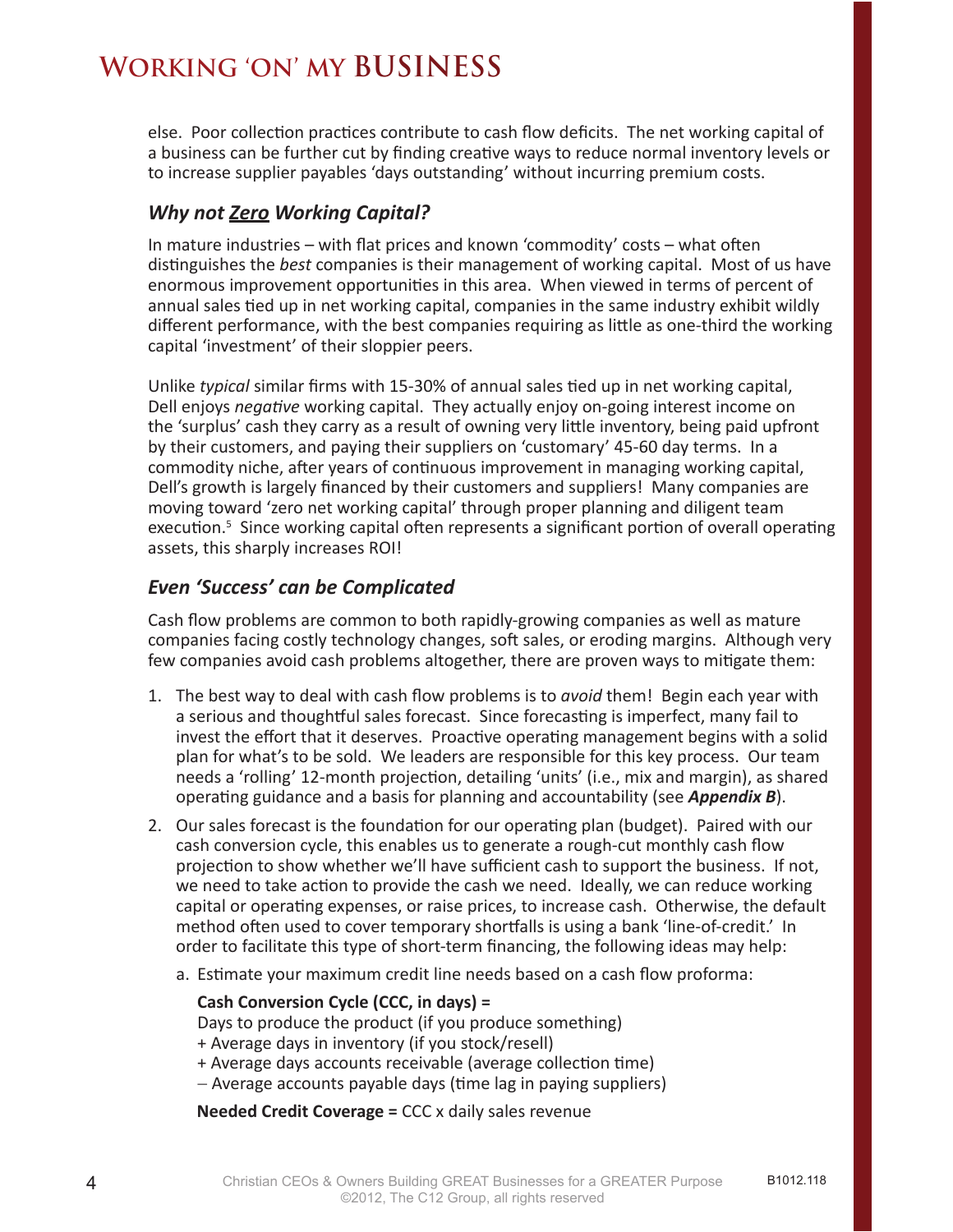else. Poor collection practices contribute to cash flow deficits. The net working capital of a business can be further cut by finding creative ways to reduce normal inventory levels or to increase supplier payables 'days outstanding' without incurring premium costs.

### *Why not Zero Working Capital?*

In mature industries – with flat prices and known 'commodity' costs – what often distinguishes the *best* companies is their management of working capital. Most of us have enormous improvement opportunities in this area. When viewed in terms of percent of annual sales tied up in net working capital, companies in the same industry exhibit wildly different performance, with the best companies requiring as little as one-third the working capital 'investment' of their sloppier peers.

Unlike *typical* similar firms with 15-30% of annual sales tied up in net working capital, Dell enjoys *negative* working capital. They actually enjoy on-going interest income on the 'surplus' cash they carry as a result of owning very little inventory, being paid upfront by their customers, and paying their suppliers on 'customary' 45-60 day terms. In a commodity niche, after years of continuous improvement in managing working capital, Dell's growth is largely financed by their customers and suppliers! Many companies are moving toward 'zero net working capital' through proper planning and diligent team execution.[5] Since working capital often represents a significant portion of overall operating assets, this sharply increases ROI!

### *Even 'Success' can be Complicated*

Cash flow problems are common to both rapidly-growing companies as well as mature companies facing costly technology changes, soft sales, or eroding margins. Although very few companies avoid cash problems altogether, there are proven ways to mitigate them:

1. The best way to deal with cash flow problems is to *avoid* them! Begin each year with a serious and thoughtful sales forecast. Since forecasting is imperfect, many fail to invest the effort that it deserves. Proactive operating management begins with a solid plan for what's to be sold. We leaders are responsible for this key process. Our team needs a 'rolling' 12-month projection, detailing 'units' (i.e., mix and margin), as shared operating guidance and a basis for planning and accountability (see ***Appendix B***).
2. Our sales forecast is the foundation for our operating plan (budget). Paired with our cash conversion cycle, this enables us to generate a rough-cut monthly cash flow projection to show whether we'll have sufficient cash to support the business. If not, we need to take action to provide the cash we need. Ideally, we can reduce working capital or operating expenses, or raise prices, to increase cash. Otherwise, the default method often used to cover temporary shortfalls is using a bank 'line-of-credit.' In order to facilitate this type of short-term financing, the following ideas may help:
   a. Estimate your maximum credit line needs based on a cash flow proforma:

      **Cash Conversion Cycle (CCC, in days) =**
      Days to produce the product (if you produce something)
      + Average days in inventory (if you stock/resell)
      + Average days accounts receivable (average collection time)
      – Average accounts payable days (time lag in paying suppliers)

      **Needed Credit Coverage =** CCC x daily sales revenue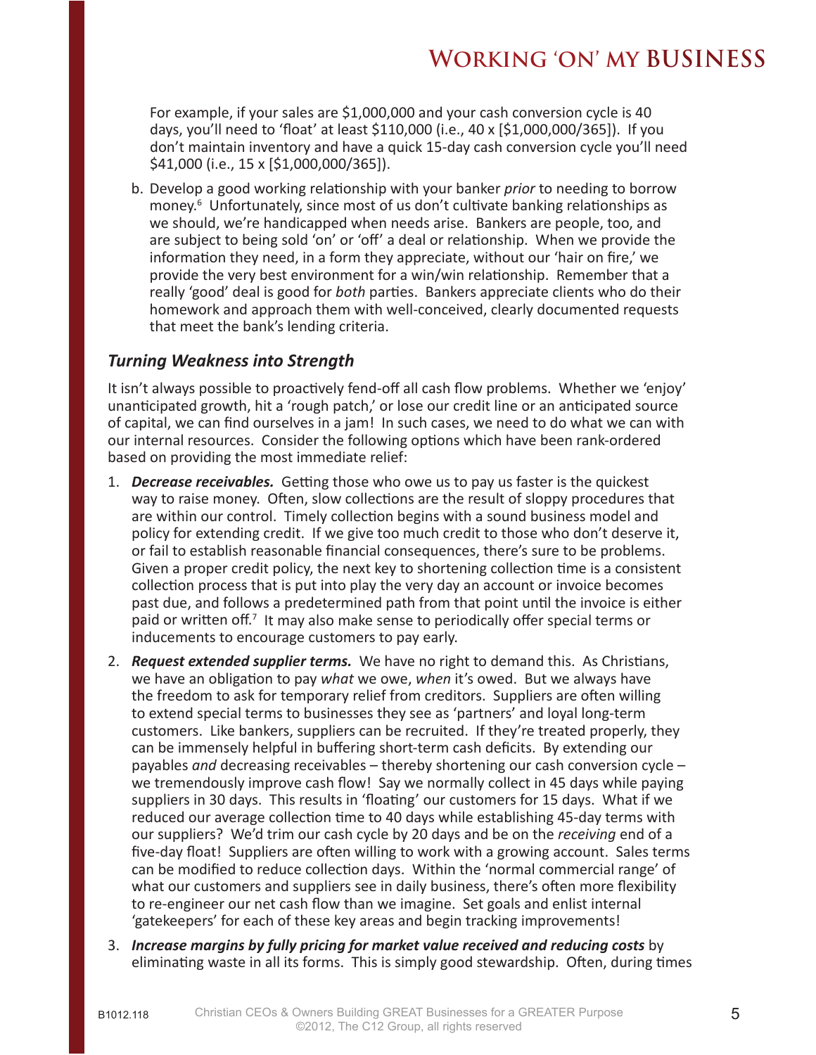For example, if your sales are $1,000,000 and your cash conversion cycle is 40 days, you'll need to 'float' at least $110,000 (i.e., 40 x [$1,000,000/365]). If you don't maintain inventory and have a quick 15-day cash conversion cycle you'll need $41,000 (i.e., 15 x [$1,000,000/365]).

b. Develop a good working relationship with your banker *prior* to needing to borrow money.[6] Unfortunately, since most of us don't cultivate banking relationships as we should, we're handicapped when needs arise. Bankers are people, too, and are subject to being sold 'on' or 'off' a deal or relationship. When we provide the information they need, in a form they appreciate, without our 'hair on fire,' we provide the very best environment for a win/win relationship. Remember that a really 'good' deal is good for *both* parties. Bankers appreciate clients who do their homework and approach them with well-conceived, clearly documented requests that meet the bank's lending criteria.

### *Turning Weakness into Strength*

It isn't always possible to proactively fend-off all cash flow problems. Whether we 'enjoy' unanticipated growth, hit a 'rough patch,' or lose our credit line or an anticipated source of capital, we can find ourselves in a jam! In such cases, we need to do what we can with our internal resources. Consider the following options which have been rank-ordered based on providing the most immediate relief:

1. ***Decrease receivables.*** Getting those who owe us to pay us faster is the quickest way to raise money. Often, slow collections are the result of sloppy procedures that are within our control. Timely collection begins with a sound business model and policy for extending credit. If we give too much credit to those who don't deserve it, or fail to establish reasonable financial consequences, there's sure to be problems. Given a proper credit policy, the next key to shortening collection time is a consistent collection process that is put into play the very day an account or invoice becomes past due, and follows a predetermined path from that point until the invoice is either paid or written off.[7] It may also make sense to periodically offer special terms or inducements to encourage customers to pay early.

2. ***Request extended supplier terms.*** We have no right to demand this. As Christians, we have an obligation to pay *what* we owe, *when* it's owed. But we always have the freedom to ask for temporary relief from creditors. Suppliers are often willing to extend special terms to businesses they see as 'partners' and loyal long-term customers. Like bankers, suppliers can be recruited. If they're treated properly, they can be immensely helpful in buffering short-term cash deficits. By extending our payables *and* decreasing receivables – thereby shortening our cash conversion cycle – we tremendously improve cash flow! Say we normally collect in 45 days while paying suppliers in 30 days. This results in 'floating' our customers for 15 days. What if we reduced our average collection time to 40 days while establishing 45-day terms with our suppliers? We'd trim our cash cycle by 20 days and be on the *receiving* end of a five-day float! Suppliers are often willing to work with a growing account. Sales terms can be modified to reduce collection days. Within the 'normal commercial range' of what our customers and suppliers see in daily business, there's often more flexibility to re-engineer our net cash flow than we imagine. Set goals and enlist internal 'gatekeepers' for each of these key areas and begin tracking improvements!

3. ***Increase margins by fully pricing for market value received and reducing costs*** by eliminating waste in all its forms. This is simply good stewardship. Often, during times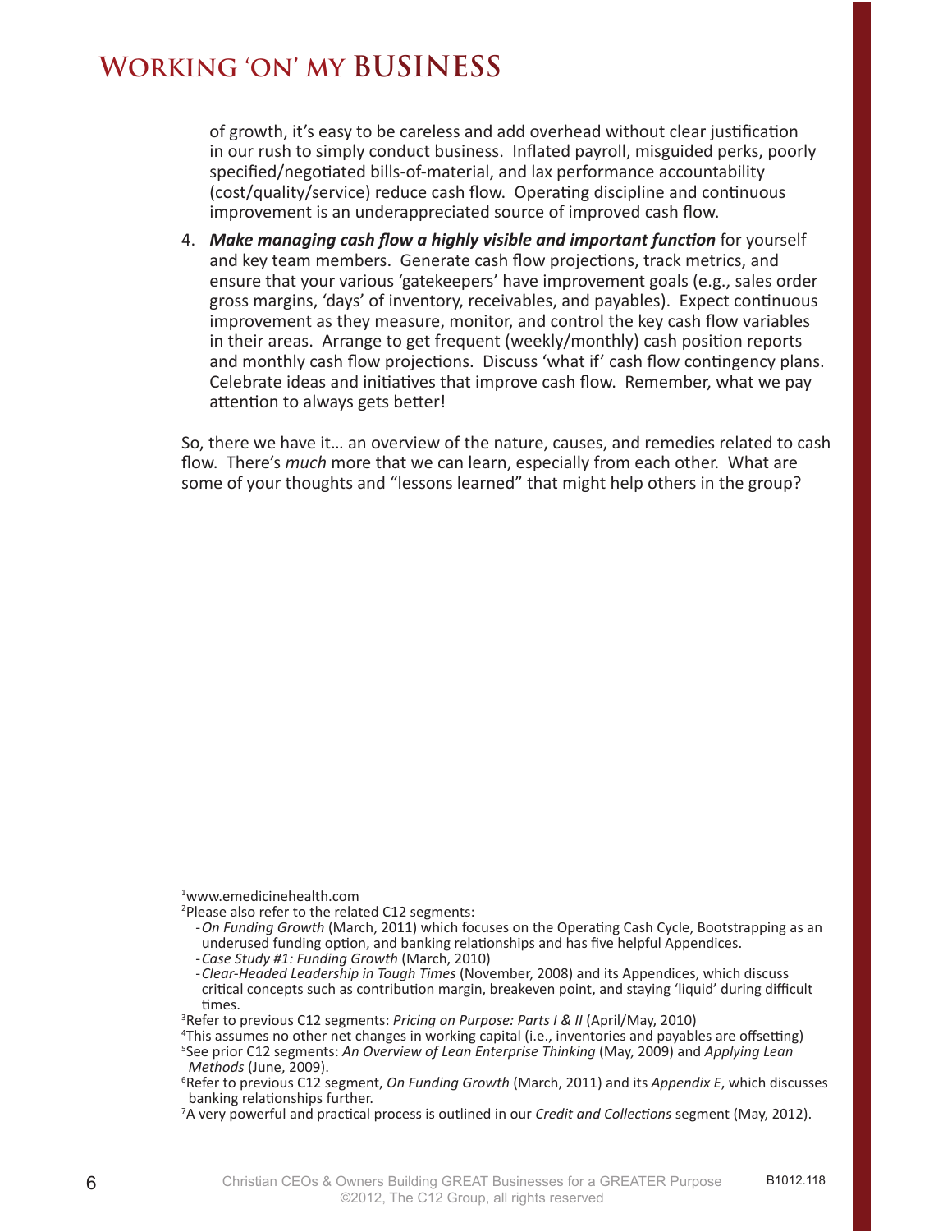of growth, it's easy to be careless and add overhead without clear justification in our rush to simply conduct business. Inflated payroll, misguided perks, poorly specified/negotiated bills-of-material, and lax performance accountability (cost/quality/service) reduce cash flow. Operating discipline and continuous improvement is an underappreciated source of improved cash flow.

4. ***Make managing cash flow a highly visible and important function*** for yourself and key team members. Generate cash flow projections, track metrics, and ensure that your various 'gatekeepers' have improvement goals (e.g., sales order gross margins, 'days' of inventory, receivables, and payables). Expect continuous improvement as they measure, monitor, and control the key cash flow variables in their areas. Arrange to get frequent (weekly/monthly) cash position reports and monthly cash flow projections. Discuss 'what if' cash flow contingency plans. Celebrate ideas and initiatives that improve cash flow. Remember, what we pay attention to always gets better!

So, there we have it… an overview of the nature, causes, and remedies related to cash flow. There's *much* more that we can learn, especially from each other. What are some of your thoughts and "lessons learned" that might help others in the group?

---

[1]www.emedicinehealth.com

[2]Please also refer to the related C12 segments:
- *On Funding Growth* (March, 2011) which focuses on the Operating Cash Cycle, Bootstrapping as an underused funding option, and banking relationships and has five helpful Appendices.
- *Case Study #1: Funding Growth* (March, 2010)
- *Clear-Headed Leadership in Tough Times* (November, 2008) and its Appendices, which discuss critical concepts such as contribution margin, breakeven point, and staying 'liquid' during difficult times.

[3]Refer to previous C12 segments: *Pricing on Purpose: Parts I & II* (April/May, 2010)

[4]This assumes no other net changes in working capital (i.e., inventories and payables are offsetting)

[5]See prior C12 segments: *An Overview of Lean Enterprise Thinking* (May, 2009) and *Applying Lean Methods* (June, 2009).

[6]Refer to previous C12 segment, *On Funding Growth* (March, 2011) and its *Appendix E*, which discusses banking relationships further.

[7]A very powerful and practical process is outlined in our *Credit and Collections* segment (May, 2012).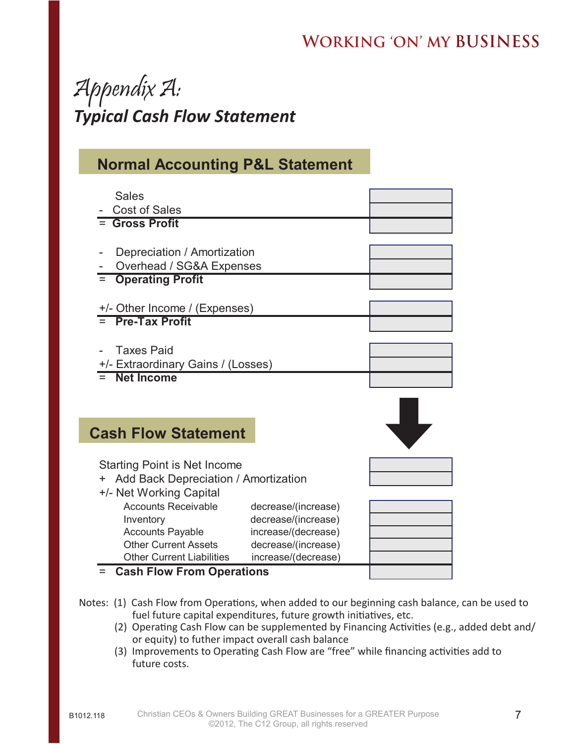# Appendix A:

## *Typical Cash Flow Statement*

### Normal Accounting P&L Statement

| | | |
|---|---|---|
| | Sales | |
| - | Cost of Sales | |
| = | **Gross Profit** | |
| | | |
| - | Depreciation / Amortization | |
| - | Overhead / SG&A Expenses | |
| = | **Operating Profit** | |
| | | |
| +/- | Other Income / (Expenses) | |
| = | **Pre-Tax Profit** | |
| | | |
| - | Taxes Paid | |
| +/- | Extraordinary Gains / (Losses) | |
| = | **Net Income** | |

### Cash Flow Statement

| | | | |
|---|---|---|---|
| | Starting Point is Net Income | | |
| + | Add Back Depreciation / Amortization | | |
| +/- | Net Working Capital | | |
| | Accounts Receivable | decrease/(increase) | |
| | Inventory | decrease/(increase) | |
| | Accounts Payable | increase/(decrease) | |
| | Other Current Assets | decrease/(increase) | |
| | Other Current Liabilities | increase/(decrease) | |
| = | **Cash Flow From Operations** | | |

Notes: (1) Cash Flow from Operations, when added to our beginning cash balance, can be used to fuel future capital expenditures, future growth initiatives, etc.

(2) Operating Cash Flow can be supplemented by Financing Activities (e.g., added debt and/or equity) to futher impact overall cash balance

(3) Improvements to Operating Cash Flow are "free" while financing activities add to future costs.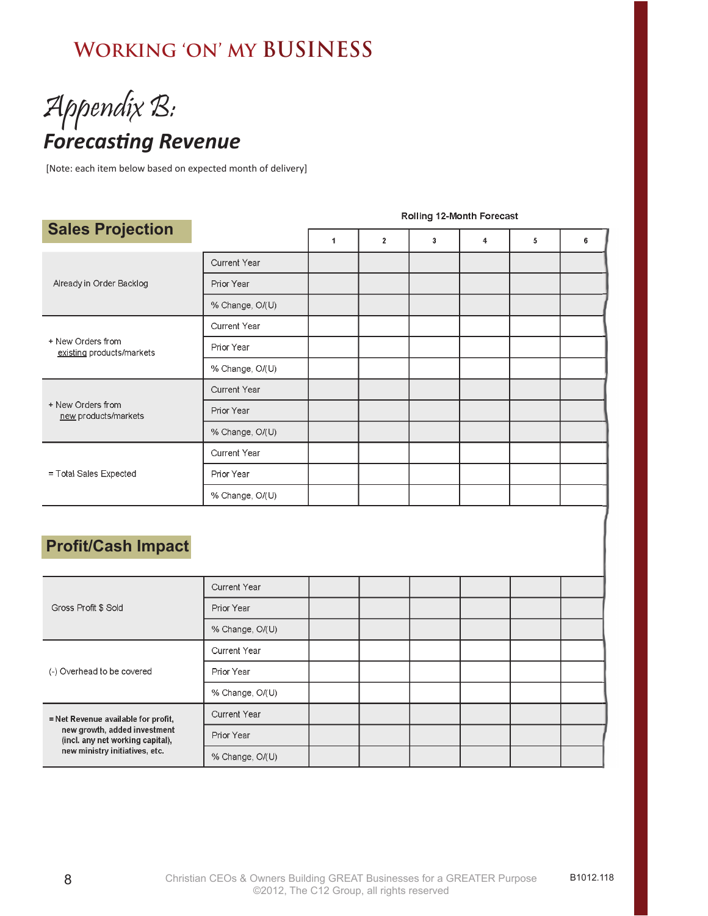# WORKING 'ON' MY BUSINESS

## Appendix B:

## *Forecasting Revenue*

[Note: each item below based on expected month of delivery]

### Sales Projection

| | | Rolling 12-Month Forecast | | | | | |
|---|---|---|---|---|---|---|---|
| | | 1 | 2 | 3 | 4 | 5 | 6 |
| Already in Order Backlog | Current Year | | | | | | |
| | Prior Year | | | | | | |
| | % Change, O/(U) | | | | | | |
| + New Orders from existing products/markets | Current Year | | | | | | |
| | Prior Year | | | | | | |
| | % Change, O/(U) | | | | | | |
| + New Orders from new products/markets | Current Year | | | | | | |
| | Prior Year | | | | | | |
| | % Change, O/(U) | | | | | | |
| = Total Sales Expected | Current Year | | | | | | |
| | Prior Year | | | | | | |
| | % Change, O/(U) | | | | | | |

### Profit/Cash Impact

| | | | | | | | |
|---|---|---|---|---|---|---|---|
| Gross Profit $ Sold | Current Year | | | | | | |
| | Prior Year | | | | | | |
| | % Change, O/(U) | | | | | | |
| (-) Overhead to be covered | Current Year | | | | | | |
| | Prior Year | | | | | | |
| | % Change, O/(U) | | | | | | |
| **= Net Revenue available for profit, new growth, added investment (incl. any net working capital), new ministry initiatives, etc.** | Current Year | | | | | | |
| | Prior Year | | | | | | |
| | % Change, O/(U) | | | | | | |

Christian CEOs & Owners Building GREAT Businesses for a GREATER Purpose
©2012, The C12 Group, all rights reserved

B1012.118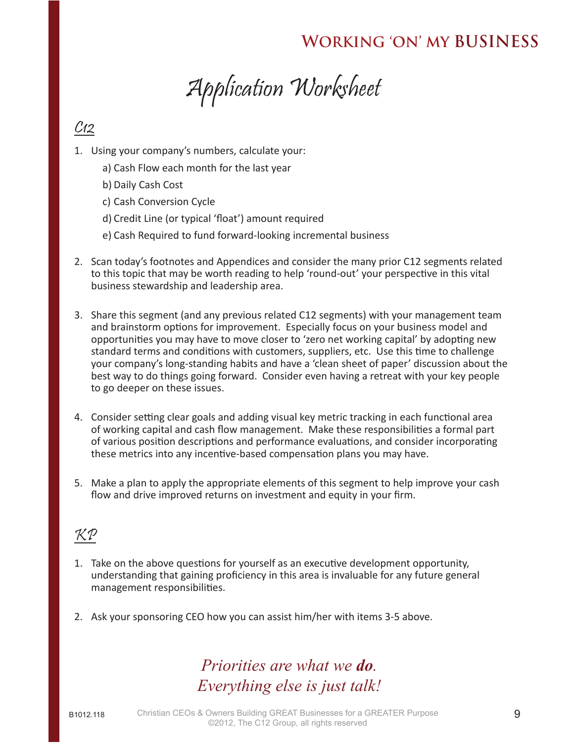# Application Worksheet

## C12

1. Using your company's numbers, calculate your:
   a) Cash Flow each month for the last year
   b) Daily Cash Cost
   c) Cash Conversion Cycle
   d) Credit Line (or typical 'float') amount required
   e) Cash Required to fund forward-looking incremental business

2. Scan today's footnotes and Appendices and consider the many prior C12 segments related to this topic that may be worth reading to help 'round-out' your perspective in this vital business stewardship and leadership area.

3. Share this segment (and any previous related C12 segments) with your management team and brainstorm options for improvement. Especially focus on your business model and opportunities you may have to move closer to 'zero net working capital' by adopting new standard terms and conditions with customers, suppliers, etc. Use this time to challenge your company's long-standing habits and have a 'clean sheet of paper' discussion about the best way to do things going forward. Consider even having a retreat with your key people to go deeper on these issues.

4. Consider setting clear goals and adding visual key metric tracking in each functional area of working capital and cash flow management. Make these responsibilities a formal part of various position descriptions and performance evaluations, and consider incorporating these metrics into any incentive-based compensation plans you may have.

5. Make a plan to apply the appropriate elements of this segment to help improve your cash flow and drive improved returns on investment and equity in your firm.

## KP

1. Take on the above questions for yourself as an executive development opportunity, understanding that gaining proficiency in this area is invaluable for any future general management responsibilities.

2. Ask your sponsoring CEO how you can assist him/her with items 3-5 above.

*Priorities are what we **do**.*
*Everything else is just talk!*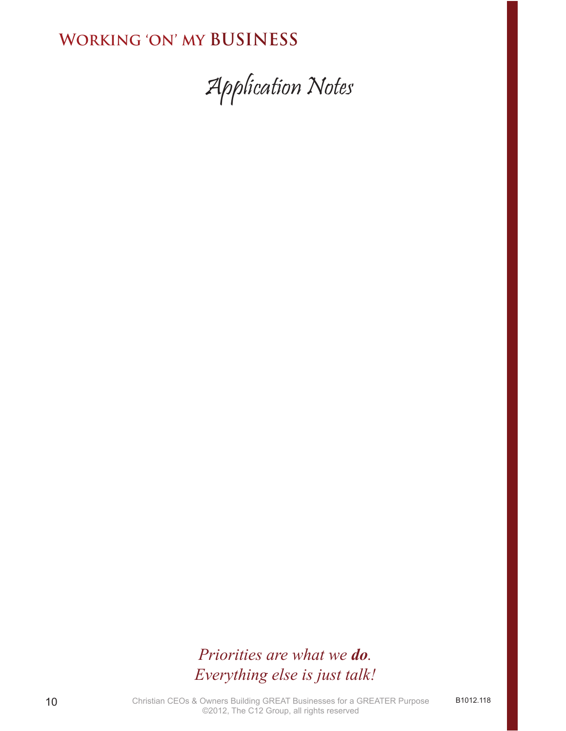# Application Notes

*Priorities are what we **do**.*
*Everything else is just talk!*